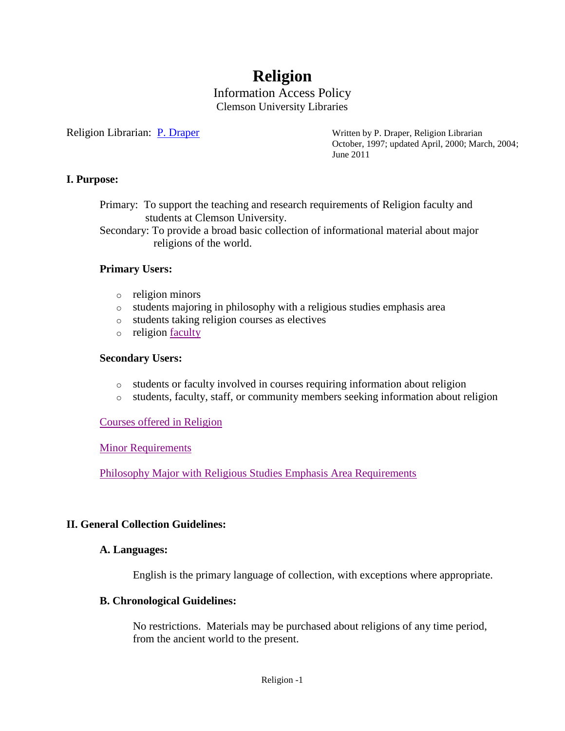# Religion

Information Access Policy
Clemson University Libraries

Religion Librarian: P. Draper

Written by P. Draper, Religion Librarian
October, 1997; updated April, 2000; March, 2004; June 2011

## I. Purpose:

Primary: To support the teaching and research requirements of Religion faculty and students at Clemson University.
Secondary: To provide a broad basic collection of informational material about major religions of the world.

### Primary Users:

- religion minors
- students majoring in philosophy with a religious studies emphasis area
- students taking religion courses as electives
- religion faculty

### Secondary Users:

- students or faculty involved in courses requiring information about religion
- students, faculty, staff, or community members seeking information about religion

Courses offered in Religion

Minor Requirements

Philosophy Major with Religious Studies Emphasis Area Requirements

## II. General Collection Guidelines:

### A. Languages:

English is the primary language of collection, with exceptions where appropriate.

### B. Chronological Guidelines:

No restrictions. Materials may be purchased about religions of any time period, from the ancient world to the present.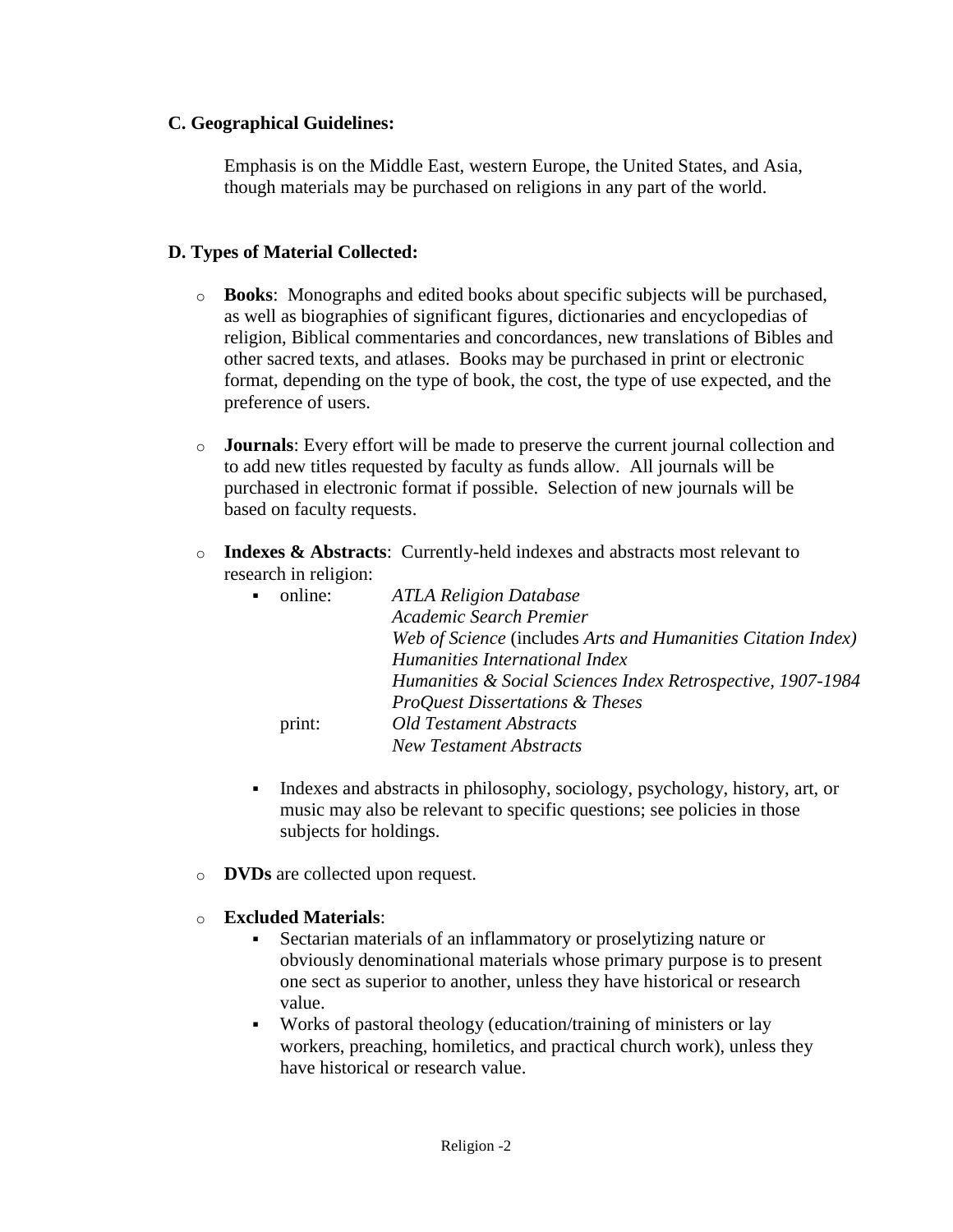### C. Geographical Guidelines:

Emphasis is on the Middle East, western Europe, the United States, and Asia, though materials may be purchased on religions in any part of the world.

### D. Types of Material Collected:

- **Books**: Monographs and edited books about specific subjects will be purchased, as well as biographies of significant figures, dictionaries and encyclopedias of religion, Biblical commentaries and concordances, new translations of Bibles and other sacred texts, and atlases. Books may be purchased in print or electronic format, depending on the type of book, the cost, the type of use expected, and the preference of users.

- **Journals**: Every effort will be made to preserve the current journal collection and to add new titles requested by faculty as funds allow. All journals will be purchased in electronic format if possible. Selection of new journals will be based on faculty requests.

- **Indexes & Abstracts**: Currently-held indexes and abstracts most relevant to research in religion:
  - online:
    - *ATLA Religion Database*
    - *Academic Search Premier*
    - *Web of Science* (includes *Arts and Humanities Citation Index)*
    - *Humanities International Index*
    - *Humanities & Social Sciences Index Retrospective, 1907-1984*
    - *ProQuest Dissertations & Theses*

    print:
    - *Old Testament Abstracts*
    - *New Testament Abstracts*
  - Indexes and abstracts in philosophy, sociology, psychology, history, art, or music may also be relevant to specific questions; see policies in those subjects for holdings.

- **DVDs** are collected upon request.

- **Excluded Materials**:
  - Sectarian materials of an inflammatory or proselytizing nature or obviously denominational materials whose primary purpose is to present one sect as superior to another, unless they have historical or research value.
  - Works of pastoral theology (education/training of ministers or lay workers, preaching, homiletics, and practical church work), unless they have historical or research value.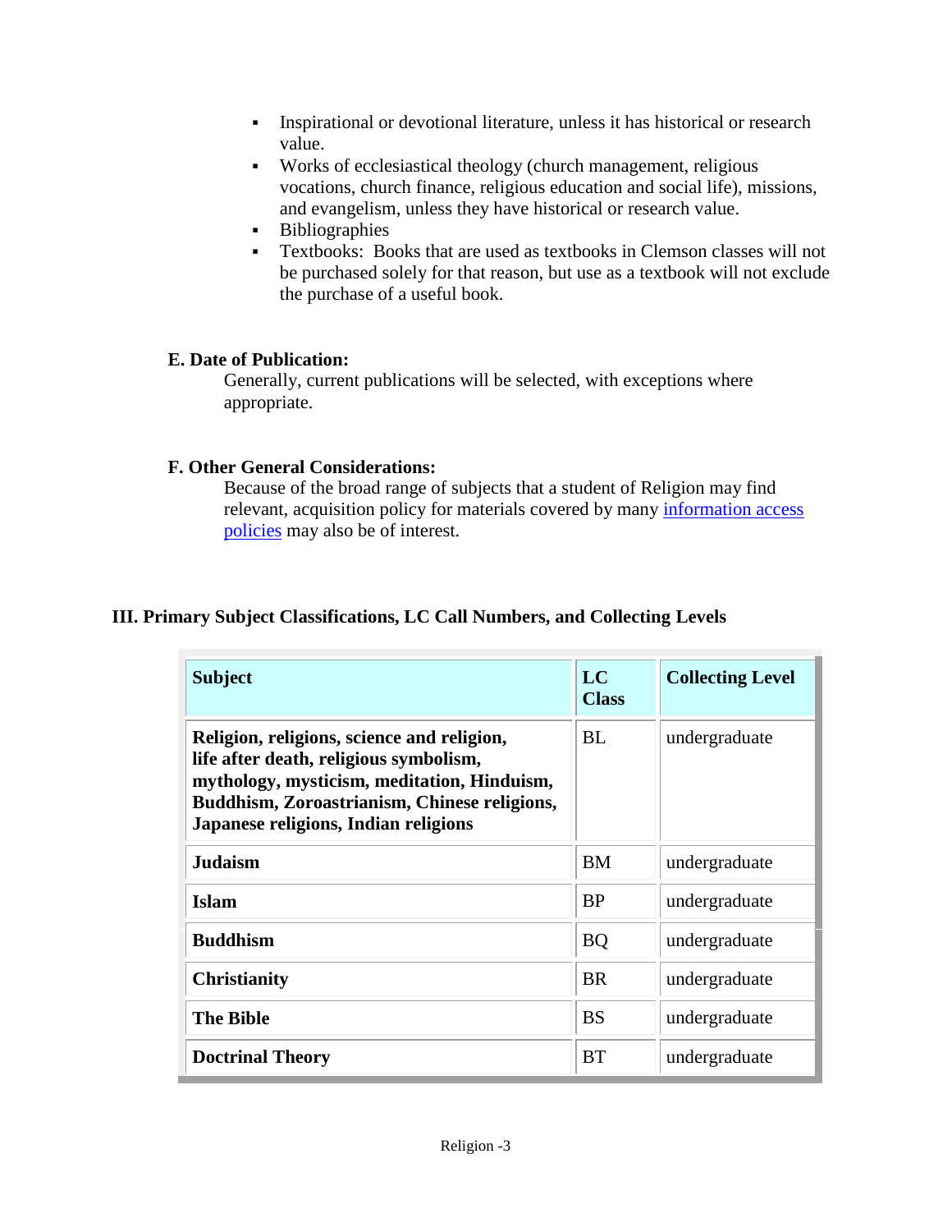- Inspirational or devotional literature, unless it has historical or research value.
- Works of ecclesiastical theology (church management, religious vocations, church finance, religious education and social life), missions, and evangelism, unless they have historical or research value.
- Bibliographies
- Textbooks: Books that are used as textbooks in Clemson classes will not be purchased solely for that reason, but use as a textbook will not exclude the purchase of a useful book.

**E. Date of Publication:**

Generally, current publications will be selected, with exceptions where appropriate.

**F. Other General Considerations:**

Because of the broad range of subjects that a student of Religion may find relevant, acquisition policy for materials covered by many information access policies may also be of interest.

## III. Primary Subject Classifications, LC Call Numbers, and Collecting Levels

| Subject | LC Class | Collecting Level |
|---|---|---|
| **Religion, religions, science and religion, life after death, religious symbolism, mythology, mysticism, meditation, Hinduism, Buddhism, Zoroastrianism, Chinese religions, Japanese religions, Indian religions** | BL | undergraduate |
| **Judaism** | BM | undergraduate |
| **Islam** | BP | undergraduate |
| **Buddhism** | BQ | undergraduate |
| **Christianity** | BR | undergraduate |
| **The Bible** | BS | undergraduate |
| **Doctrinal Theory** | BT | undergraduate |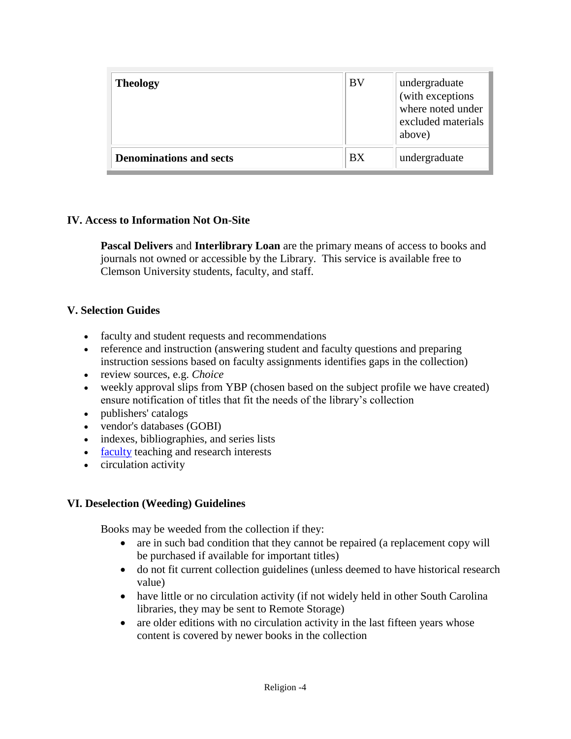| **Theology** | BV | undergraduate (with exceptions where noted under excluded materials above) |
|---|---|---|
| **Denominations and sects** | BX | undergraduate |

### IV. Access to Information Not On-Site

**Pascal Delivers** and **Interlibrary Loan** are the primary means of access to books and journals not owned or accessible by the Library. This service is available free to Clemson University students, faculty, and staff.

### V. Selection Guides

- faculty and student requests and recommendations
- reference and instruction (answering student and faculty questions and preparing instruction sessions based on faculty assignments identifies gaps in the collection)
- review sources, e.g. *Choice*
- weekly approval slips from YBP (chosen based on the subject profile we have created) ensure notification of titles that fit the needs of the library's collection
- publishers' catalogs
- vendor's databases (GOBI)
- indexes, bibliographies, and series lists
- faculty teaching and research interests
- circulation activity

### VI. Deselection (Weeding) Guidelines

Books may be weeded from the collection if they:

- are in such bad condition that they cannot be repaired (a replacement copy will be purchased if available for important titles)
- do not fit current collection guidelines (unless deemed to have historical research value)
- have little or no circulation activity (if not widely held in other South Carolina libraries, they may be sent to Remote Storage)
- are older editions with no circulation activity in the last fifteen years whose content is covered by newer books in the collection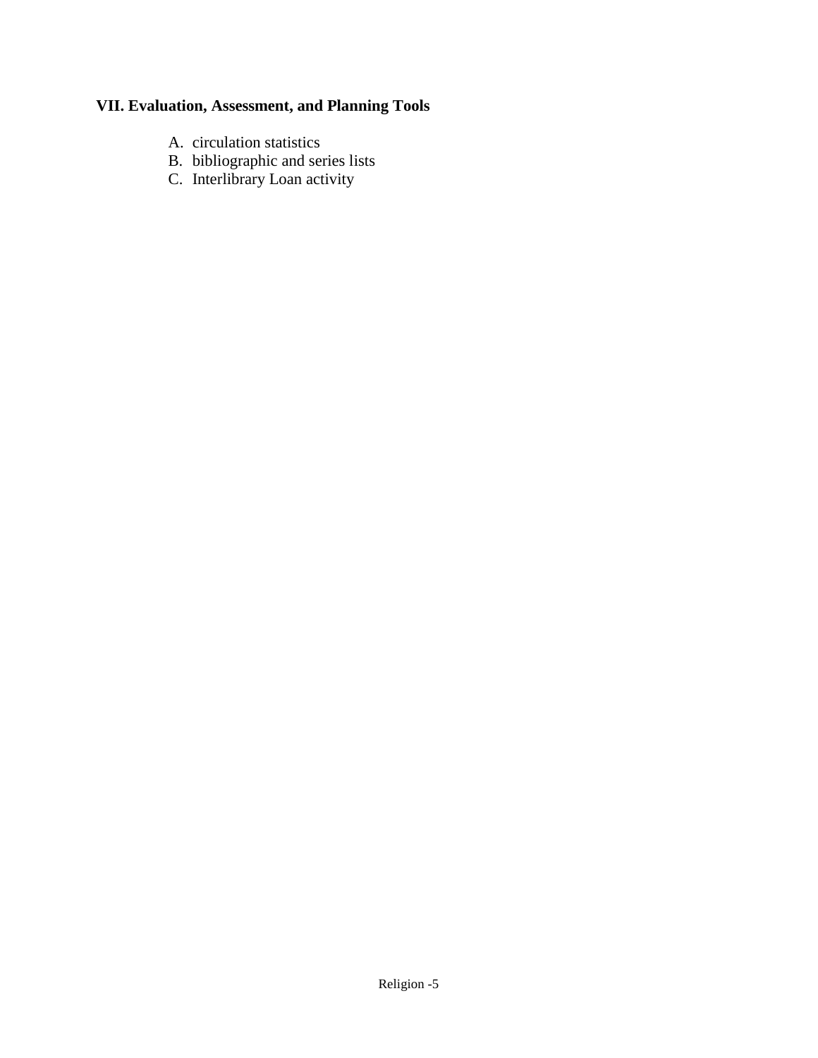**VII. Evaluation, Assessment, and Planning Tools**

A. circulation statistics
B. bibliographic and series lists
C. Interlibrary Loan activity